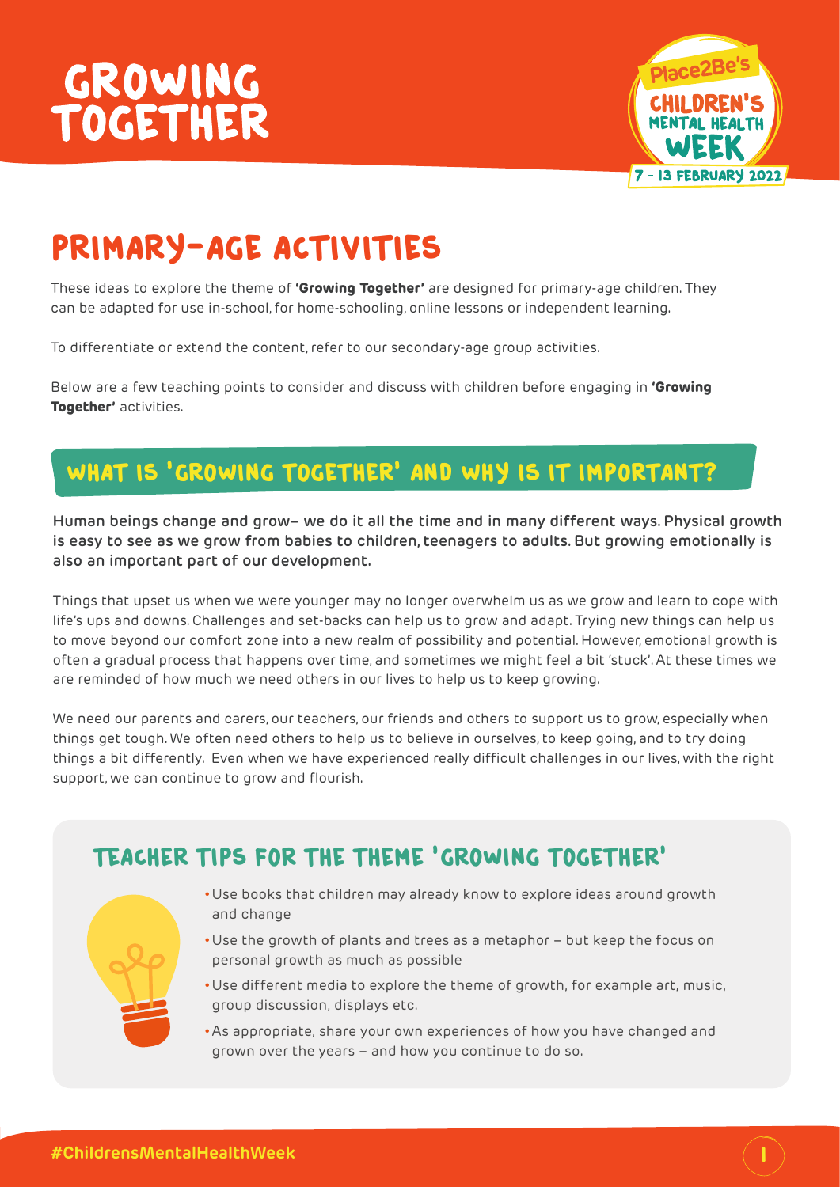# GROWING TOGETHER

Place2Be's CHILDREN'S MENTAL HEALTH WEEK
7 - 13 FEBRUARY 2022

## PRIMARY-AGE ACTIVITIES

These ideas to explore the theme of **'Growing Together'** are designed for primary-age children. They can be adapted for use in-school, for home-schooling, online lessons or independent learning.

To differentiate or extend the content, refer to our secondary-age group activities.

Below are a few teaching points to consider and discuss with children before engaging in **'Growing Together'** activities.

### WHAT IS 'GROWING TOGETHER' AND WHY IS IT IMPORTANT?

**Human beings change and grow– we do it all the time and in many different ways. Physical growth is easy to see as we grow from babies to children, teenagers to adults. But growing emotionally is also an important part of our development.**

Things that upset us when we were younger may no longer overwhelm us as we grow and learn to cope with life's ups and downs. Challenges and set-backs can help us to grow and adapt. Trying new things can help us to move beyond our comfort zone into a new realm of possibility and potential. However, emotional growth is often a gradual process that happens over time, and sometimes we might feel a bit 'stuck'. At these times we are reminded of how much we need others in our lives to help us to keep growing.

We need our parents and carers, our teachers, our friends and others to support us to grow, especially when things get tough. We often need others to help us to believe in ourselves, to keep going, and to try doing things a bit differently. Even when we have experienced really difficult challenges in our lives, with the right support, we can continue to grow and flourish.

### TEACHER TIPS FOR THE THEME 'GROWING TOGETHER'

- Use books that children may already know to explore ideas around growth and change
- Use the growth of plants and trees as a metaphor – but keep the focus on personal growth as much as possible
- Use different media to explore the theme of growth, for example art, music, group discussion, displays etc.
- As appropriate, share your own experiences of how you have changed and grown over the years – and how you continue to do so.

#ChildrensMentalHealthWeek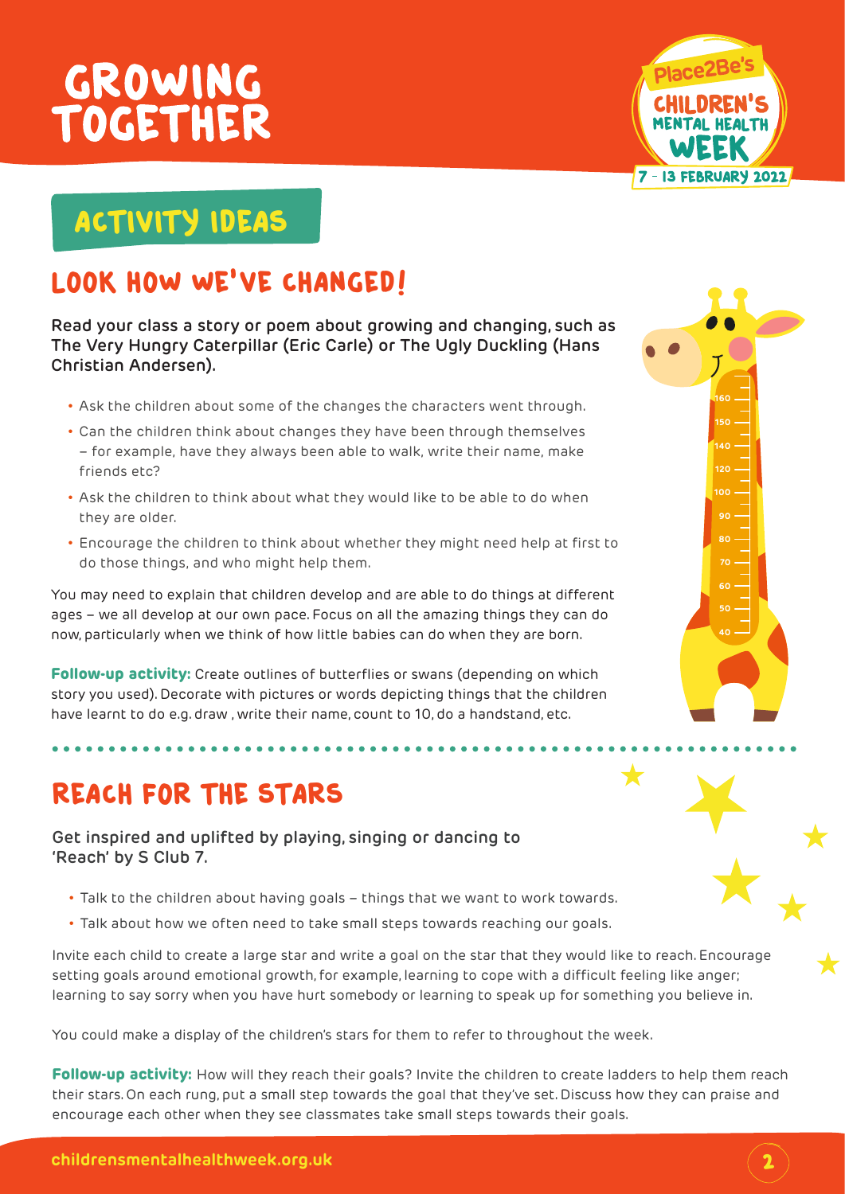# GROWING TOGETHER

## ACTIVITY IDEAS

## LOOK HOW WE'VE CHANGED!

**Read your class a story or poem about growing and changing, such as The Very Hungry Caterpillar (Eric Carle) or The Ugly Duckling (Hans Christian Andersen).**

- Ask the children about some of the changes the characters went through.
- Can the children think about changes they have been through themselves – for example, have they always been able to walk, write their name, make friends etc?
- Ask the children to think about what they would like to be able to do when they are older.
- Encourage the children to think about whether they might need help at first to do those things, and who might help them.

You may need to explain that children develop and are able to do things at different ages – we all develop at our own pace. Focus on all the amazing things they can do now, particularly when we think of how little babies can do when they are born.

**Follow-up activity:** Create outlines of butterflies or swans (depending on which story you used). Decorate with pictures or words depicting things that the children have learnt to do e.g. draw , write their name, count to 10, do a handstand, etc.

## REACH FOR THE STARS

**Get inspired and uplifted by playing, singing or dancing to 'Reach' by S Club 7.**

- Talk to the children about having goals – things that we want to work towards.
- Talk about how we often need to take small steps towards reaching our goals.

Invite each child to create a large star and write a goal on the star that they would like to reach. Encourage setting goals around emotional growth, for example, learning to cope with a difficult feeling like anger; learning to say sorry when you have hurt somebody or learning to speak up for something you believe in.

You could make a display of the children's stars for them to refer to throughout the week.

**Follow-up activity:** How will they reach their goals? Invite the children to create ladders to help them reach their stars. On each rung, put a small step towards the goal that they've set. Discuss how they can praise and encourage each other when they see classmates take small steps towards their goals.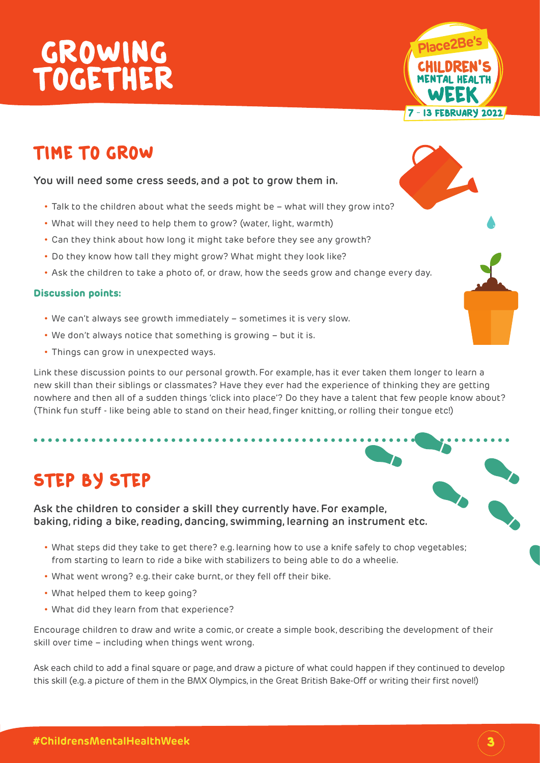# GROWING TOGETHER

## TIME TO GROW

**You will need some cress seeds, and a pot to grow them in.**

- Talk to the children about what the seeds might be – what will they grow into?
- What will they need to help them to grow? (water, light, warmth)
- Can they think about how long it might take before they see any growth?
- Do they know how tall they might grow? What might they look like?
- Ask the children to take a photo of, or draw, how the seeds grow and change every day.

### Discussion points:

- We can't always see growth immediately – sometimes it is very slow.
- We don't always notice that something is growing – but it is.
- Things can grow in unexpected ways.

Link these discussion points to our personal growth. For example, has it ever taken them longer to learn a new skill than their siblings or classmates? Have they ever had the experience of thinking they are getting nowhere and then all of a sudden things 'click into place'? Do they have a talent that few people know about? (Think fun stuff - like being able to stand on their head, finger knitting, or rolling their tongue etc!)

## STEP BY STEP

**Ask the children to consider a skill they currently have. For example, baking, riding a bike, reading, dancing, swimming, learning an instrument etc.**

- What steps did they take to get there? e.g. learning how to use a knife safely to chop vegetables; from starting to learn to ride a bike with stabilizers to being able to do a wheelie.
- What went wrong? e.g. their cake burnt, or they fell off their bike.
- What helped them to keep going?
- What did they learn from that experience?

Encourage children to draw and write a comic, or create a simple book, describing the development of their skill over time – including when things went wrong.

Ask each child to add a final square or page, and draw a picture of what could happen if they continued to develop this skill (e.g. a picture of them in the BMX Olympics, in the Great British Bake-Off or writing their first novel!)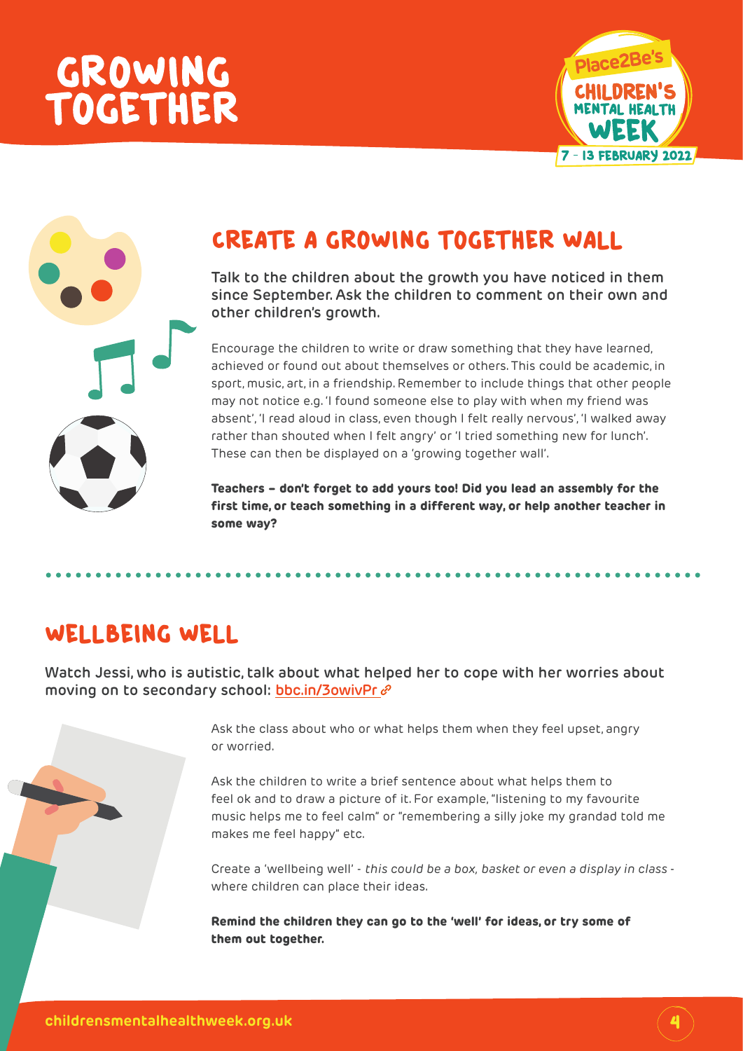# GROWING TOGETHER

Place2Be's CHILDREN'S MENTAL HEALTH WEEK 7 - 13 FEBRUARY 2022

## CREATE A GROWING TOGETHER WALL

**Talk to the children about the growth you have noticed in them since September. Ask the children to comment on their own and other children's growth.**

Encourage the children to write or draw something that they have learned, achieved or found out about themselves or others. This could be academic, in sport, music, art, in a friendship. Remember to include things that other people may not notice e.g. 'I found someone else to play with when my friend was absent', 'I read aloud in class, even though I felt really nervous', 'I walked away rather than shouted when I felt angry' or 'I tried something new for lunch'. These can then be displayed on a 'growing together wall'.

**Teachers – don't forget to add yours too! Did you lead an assembly for the first time, or teach something in a different way, or help another teacher in some way?**

## WELLBEING WELL

**Watch Jessi, who is autistic, talk about what helped her to cope with her worries about moving on to secondary school: bbc.in/3owivPr**

Ask the class about who or what helps them when they feel upset, angry or worried.

Ask the children to write a brief sentence about what helps them to feel ok and to draw a picture of it. For example, "listening to my favourite music helps me to feel calm" or "remembering a silly joke my grandad told me makes me feel happy" etc.

Create a 'wellbeing well' - *this could be a box, basket or even a display in class* - where children can place their ideas.

**Remind the children they can go to the 'well' for ideas, or try some of them out together.**

childrensmentalhealthweek.org.uk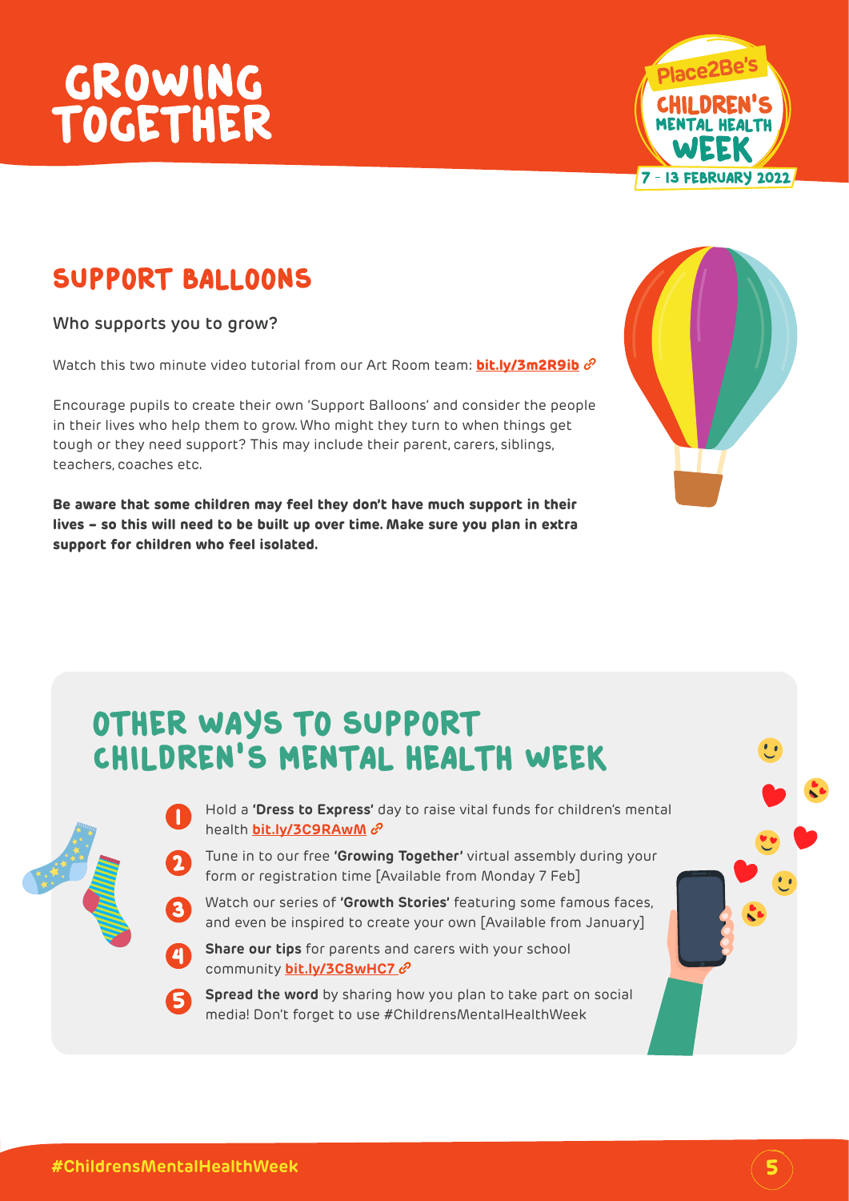# GROWING TOGETHER

Place2Be's CHILDREN'S MENTAL HEALTH WEEK 7 - 13 FEBRUARY 2022

## SUPPORT BALLOONS

**Who supports you to grow?**

Watch this two minute video tutorial from our Art Room team: **bit.ly/3m2R9ib**

Encourage pupils to create their own 'Support Balloons' and consider the people in their lives who help them to grow. Who might they turn to when things get tough or they need support? This may include their parent, carers, siblings, teachers, coaches etc.

**Be aware that some children may feel they don't have much support in their lives – so this will need to be built up over time. Make sure you plan in extra support for children who feel isolated.**

## OTHER WAYS TO SUPPORT CHILDREN'S MENTAL HEALTH WEEK

1. Hold a **'Dress to Express'** day to raise vital funds for children's mental health **bit.ly/3C9RAwM**
2. Tune in to our free **'Growing Together'** virtual assembly during your form or registration time [Available from Monday 7 Feb]
3. Watch our series of **'Growth Stories'** featuring some famous faces, and even be inspired to create your own [Available from January]
4. **Share our tips** for parents and carers with your school community **bit.ly/3C8wHC7**
5. **Spread the word** by sharing how you plan to take part on social media! Don't forget to use #ChildrensMentalHealthWeek

#ChildrensMentalHealthWeek